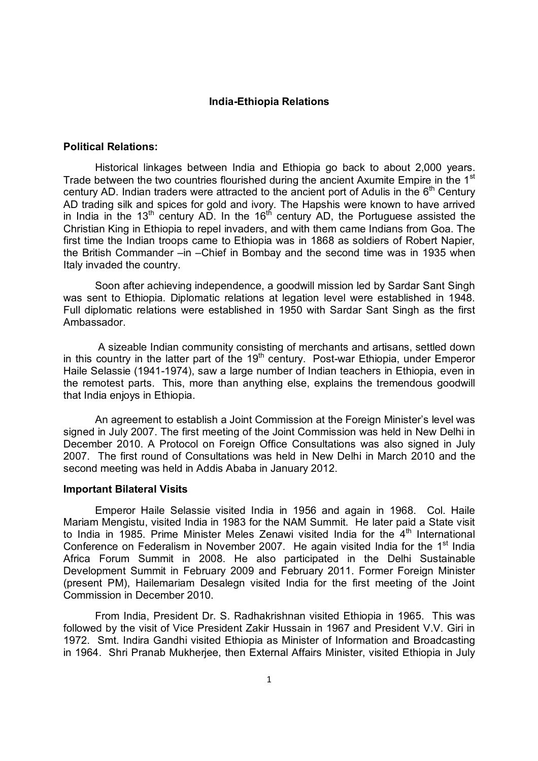# India-Ethiopia Relations

## Political Relations:

Historical linkages between India and Ethiopia go back to about 2,000 years. Trade between the two countries flourished during the ancient Axumite Empire in the 1st century AD. Indian traders were attracted to the ancient port of Adulis in the 6th Century AD trading silk and spices for gold and ivory. The Hapshis were known to have arrived in India in the 13th century AD. In the 16th century AD, the Portuguese assisted the Christian King in Ethiopia to repel invaders, and with them came Indians from Goa. The first time the Indian troops came to Ethiopia was in 1868 as soldiers of Robert Napier, the British Commander –in –Chief in Bombay and the second time was in 1935 when Italy invaded the country.

Soon after achieving independence, a goodwill mission led by Sardar Sant Singh was sent to Ethiopia. Diplomatic relations at legation level were established in 1948. Full diplomatic relations were established in 1950 with Sardar Sant Singh as the first Ambassador.

A sizeable Indian community consisting of merchants and artisans, settled down in this country in the latter part of the 19th century. Post-war Ethiopia, under Emperor Haile Selassie (1941-1974), saw a large number of Indian teachers in Ethiopia, even in the remotest parts. This, more than anything else, explains the tremendous goodwill that India enjoys in Ethiopia.

An agreement to establish a Joint Commission at the Foreign Minister's level was signed in July 2007. The first meeting of the Joint Commission was held in New Delhi in December 2010. A Protocol on Foreign Office Consultations was also signed in July 2007. The first round of Consultations was held in New Delhi in March 2010 and the second meeting was held in Addis Ababa in January 2012.

## Important Bilateral Visits

Emperor Haile Selassie visited India in 1956 and again in 1968. Col. Haile Mariam Mengistu, visited India in 1983 for the NAM Summit. He later paid a State visit to India in 1985. Prime Minister Meles Zenawi visited India for the 4th International Conference on Federalism in November 2007. He again visited India for the 1st India Africa Forum Summit in 2008. He also participated in the Delhi Sustainable Development Summit in February 2009 and February 2011. Former Foreign Minister (present PM), Hailemariam Desalegn visited India for the first meeting of the Joint Commission in December 2010.

From India, President Dr. S. Radhakrishnan visited Ethiopia in 1965. This was followed by the visit of Vice President Zakir Hussain in 1967 and President V.V. Giri in 1972. Smt. Indira Gandhi visited Ethiopia as Minister of Information and Broadcasting in 1964. Shri Pranab Mukherjee, then External Affairs Minister, visited Ethiopia in July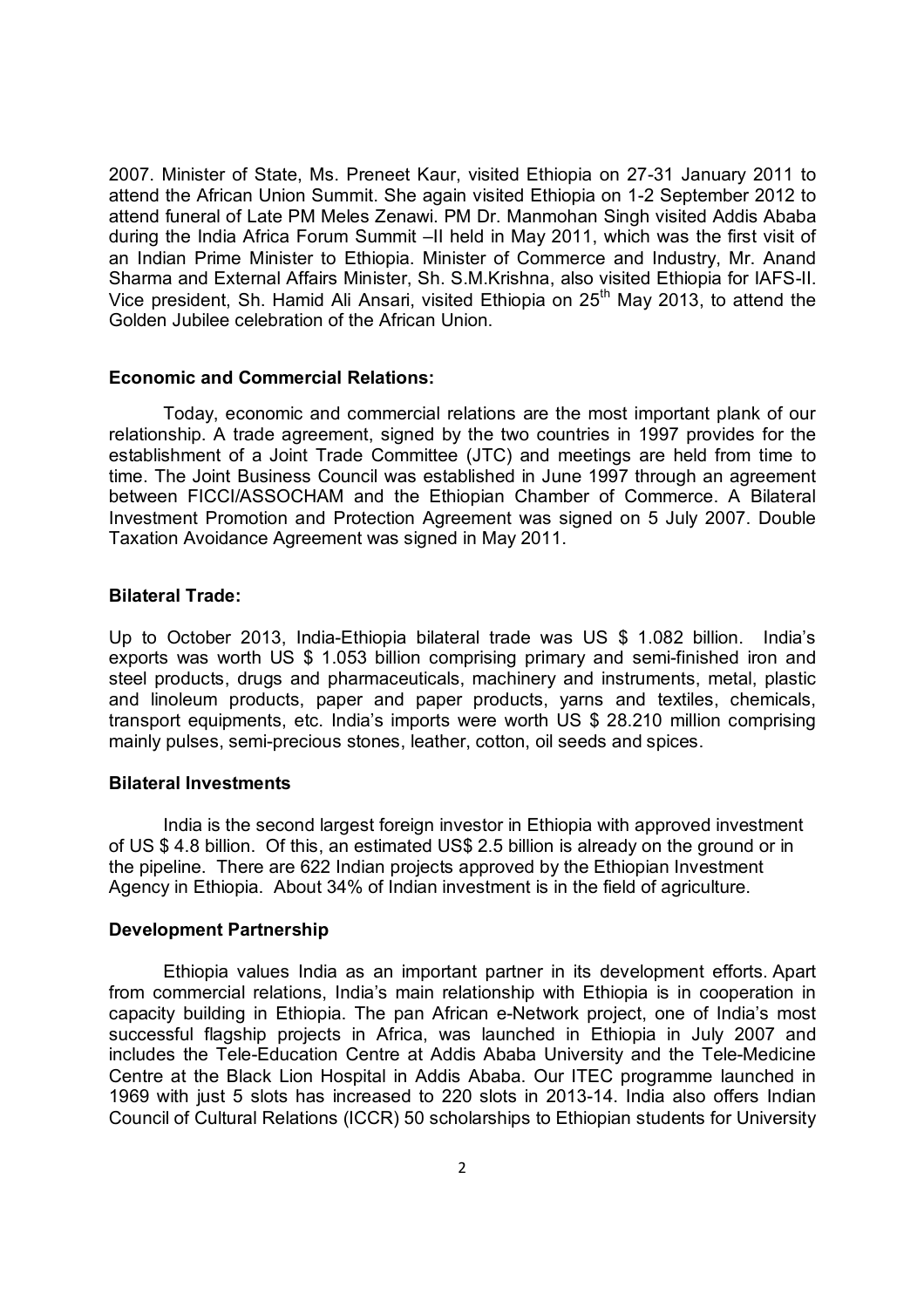2007. Minister of State, Ms. Preneet Kaur, visited Ethiopia on 27-31 January 2011 to attend the African Union Summit. She again visited Ethiopia on 1-2 September 2012 to attend funeral of Late PM Meles Zenawi. PM Dr. Manmohan Singh visited Addis Ababa during the India Africa Forum Summit –II held in May 2011, which was the first visit of an Indian Prime Minister to Ethiopia. Minister of Commerce and Industry, Mr. Anand Sharma and External Affairs Minister, Sh. S.M.Krishna, also visited Ethiopia for IAFS-II. Vice president, Sh. Hamid Ali Ansari, visited Ethiopia on 25th May 2013, to attend the Golden Jubilee celebration of the African Union.

**Economic and Commercial Relations:**

Today, economic and commercial relations are the most important plank of our relationship. A trade agreement, signed by the two countries in 1997 provides for the establishment of a Joint Trade Committee (JTC) and meetings are held from time to time. The Joint Business Council was established in June 1997 through an agreement between FICCI/ASSOCHAM and the Ethiopian Chamber of Commerce. A Bilateral Investment Promotion and Protection Agreement was signed on 5 July 2007. Double Taxation Avoidance Agreement was signed in May 2011.

**Bilateral Trade:**

Up to October 2013, India-Ethiopia bilateral trade was US $ 1.082 billion. India's exports was worth US $ 1.053 billion comprising primary and semi-finished iron and steel products, drugs and pharmaceuticals, machinery and instruments, metal, plastic and linoleum products, paper and paper products, yarns and textiles, chemicals, transport equipments, etc. India's imports were worth US $ 28.210 million comprising mainly pulses, semi-precious stones, leather, cotton, oil seeds and spices.

**Bilateral Investments**

India is the second largest foreign investor in Ethiopia with approved investment of US $ 4.8 billion. Of this, an estimated US$ 2.5 billion is already on the ground or in the pipeline. There are 622 Indian projects approved by the Ethiopian Investment Agency in Ethiopia. About 34% of Indian investment is in the field of agriculture.

**Development Partnership**

Ethiopia values India as an important partner in its development efforts. Apart from commercial relations, India's main relationship with Ethiopia is in cooperation in capacity building in Ethiopia. The pan African e-Network project, one of India's most successful flagship projects in Africa, was launched in Ethiopia in July 2007 and includes the Tele-Education Centre at Addis Ababa University and the Tele-Medicine Centre at the Black Lion Hospital in Addis Ababa. Our ITEC programme launched in 1969 with just 5 slots has increased to 220 slots in 2013-14. India also offers Indian Council of Cultural Relations (ICCR) 50 scholarships to Ethiopian students for University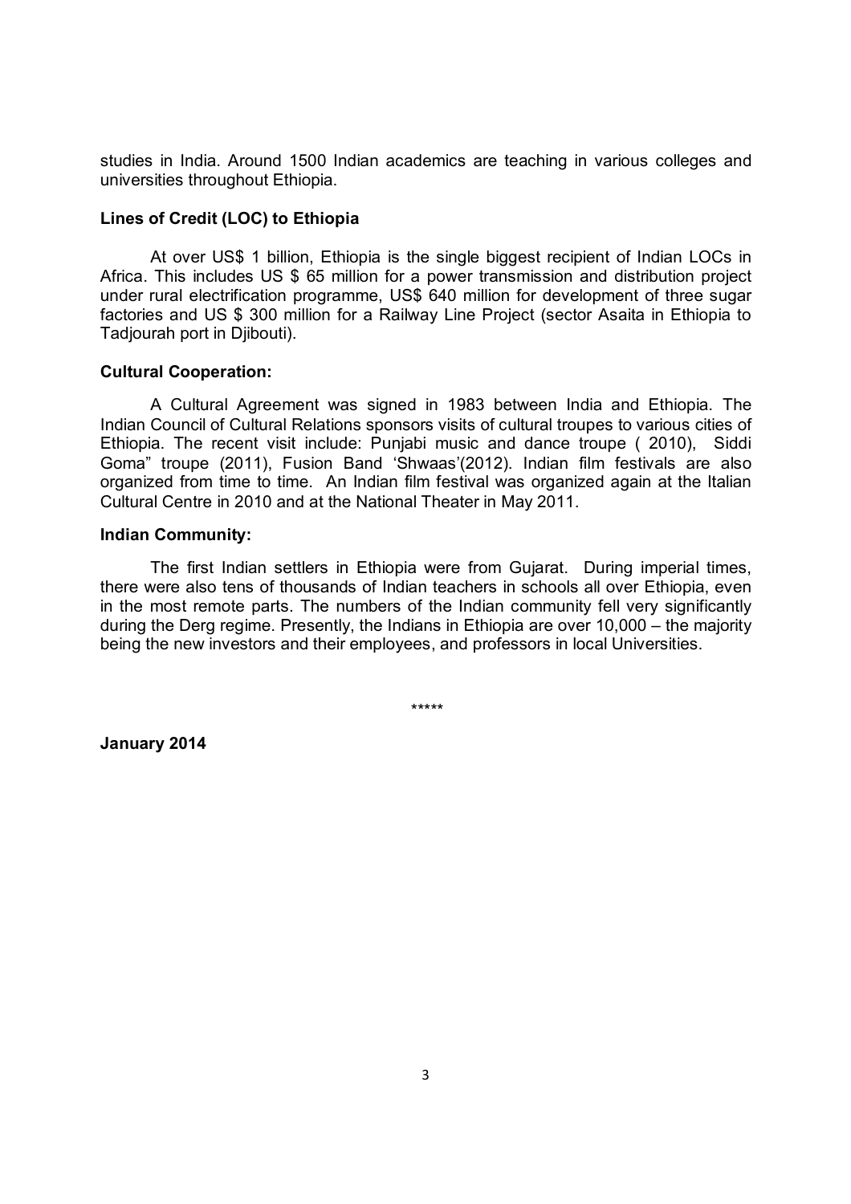studies in India. Around 1500 Indian academics are teaching in various colleges and universities throughout Ethiopia.

**Lines of Credit (LOC) to Ethiopia**

At over US$ 1 billion, Ethiopia is the single biggest recipient of Indian LOCs in Africa. This includes US $ 65 million for a power transmission and distribution project under rural electrification programme, US$ 640 million for development of three sugar factories and US $ 300 million for a Railway Line Project (sector Asaita in Ethiopia to Tadjourah port in Djibouti).

**Cultural Cooperation:**

A Cultural Agreement was signed in 1983 between India and Ethiopia. The Indian Council of Cultural Relations sponsors visits of cultural troupes to various cities of Ethiopia. The recent visit include: Punjabi music and dance troupe ( 2010), Siddi Goma" troupe (2011), Fusion Band 'Shwaas'(2012). Indian film festivals are also organized from time to time. An Indian film festival was organized again at the Italian Cultural Centre in 2010 and at the National Theater in May 2011.

**Indian Community:**

The first Indian settlers in Ethiopia were from Gujarat. During imperial times, there were also tens of thousands of Indian teachers in schools all over Ethiopia, even in the most remote parts. The numbers of the Indian community fell very significantly during the Derg regime. Presently, the Indians in Ethiopia are over 10,000 – the majority being the new investors and their employees, and professors in local Universities.

*****

**January 2014**